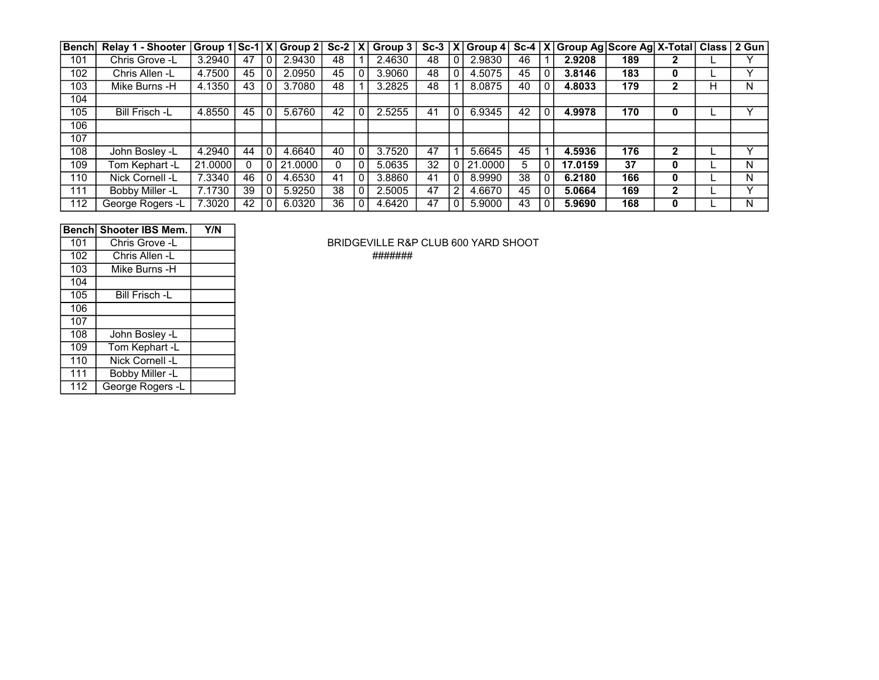| Bench | Relay 1 - Shooter | Group 1 | Sc-1 | X | Group 2 | Sc-2 | X | Group 3 | Sc-3 | X | Group 4 | Sc-4 | X | Group Ag | Score Ag | X-Total | Class | 2 Gun |
|---|---|---|---|---|---|---|---|---|---|---|---|---|---|---|---|---|---|---|
| 101 | Chris Grove -L | 3.2940 | 47 | 0 | 2.9430 | 48 | 1 | 2.4630 | 48 | 0 | 2.9830 | 46 | 1 | **2.9208** | **189** | **2** | L | Y |
| 102 | Chris Allen -L | 4.7500 | 45 | 0 | 2.0950 | 45 | 0 | 3.9060 | 48 | 0 | 4.5075 | 45 | 0 | **3.8146** | **183** | **0** | L | Y |
| 103 | Mike Burns -H | 4.1350 | 43 | 0 | 3.7080 | 48 | 1 | 3.2825 | 48 | 1 | 8.0875 | 40 | 0 | **4.8033** | **179** | **2** | H | N |
| 104 | | | | | | | | | | | | | | | | | | |
| 105 | Bill Frisch -L | 4.8550 | 45 | 0 | 5.6760 | 42 | 0 | 2.5255 | 41 | 0 | 6.9345 | 42 | 0 | **4.9978** | **170** | **0** | L | Y |
| 106 | | | | | | | | | | | | | | | | | | |
| 107 | | | | | | | | | | | | | | | | | | |
| 108 | John Bosley -L | 4.2940 | 44 | 0 | 4.6640 | 40 | 0 | 3.7520 | 47 | 1 | 5.6645 | 45 | 1 | **4.5936** | **176** | **2** | L | Y |
| 109 | Tom Kephart -L | 21.0000 | 0 | 0 | 21.0000 | 0 | 0 | 5.0635 | 32 | 0 | 21.0000 | 5 | 0 | **17.0159** | **37** | **0** | L | N |
| 110 | Nick Cornell -L | 7.3340 | 46 | 0 | 4.6530 | 41 | 0 | 3.8860 | 41 | 0 | 8.9990 | 38 | 0 | **6.2180** | **166** | **0** | L | N |
| 111 | Bobby Miller -L | 7.1730 | 39 | 0 | 5.9250 | 38 | 0 | 2.5005 | 47 | 2 | 4.6670 | 45 | 0 | **5.0664** | **169** | **2** | L | Y |
| 112 | George Rogers -L | 7.3020 | 42 | 0 | 6.0320 | 36 | 0 | 4.6420 | 47 | 0 | 5.9000 | 43 | 0 | **5.9690** | **168** | **0** | L | N |

| Bench | Shooter IBS Mem. | Y/N |
|---|---|---|
| 101 | Chris Grove -L | |
| 102 | Chris Allen -L | |
| 103 | Mike Burns -H | |
| 104 | | |
| 105 | Bill Frisch -L | |
| 106 | | |
| 107 | | |
| 108 | John Bosley -L | |
| 109 | Tom Kephart -L | |
| 110 | Nick Cornell -L | |
| 111 | Bobby Miller -L | |
| 112 | George Rogers -L | |

BRIDGEVILLE R&P CLUB 600 YARD SHOOT

#######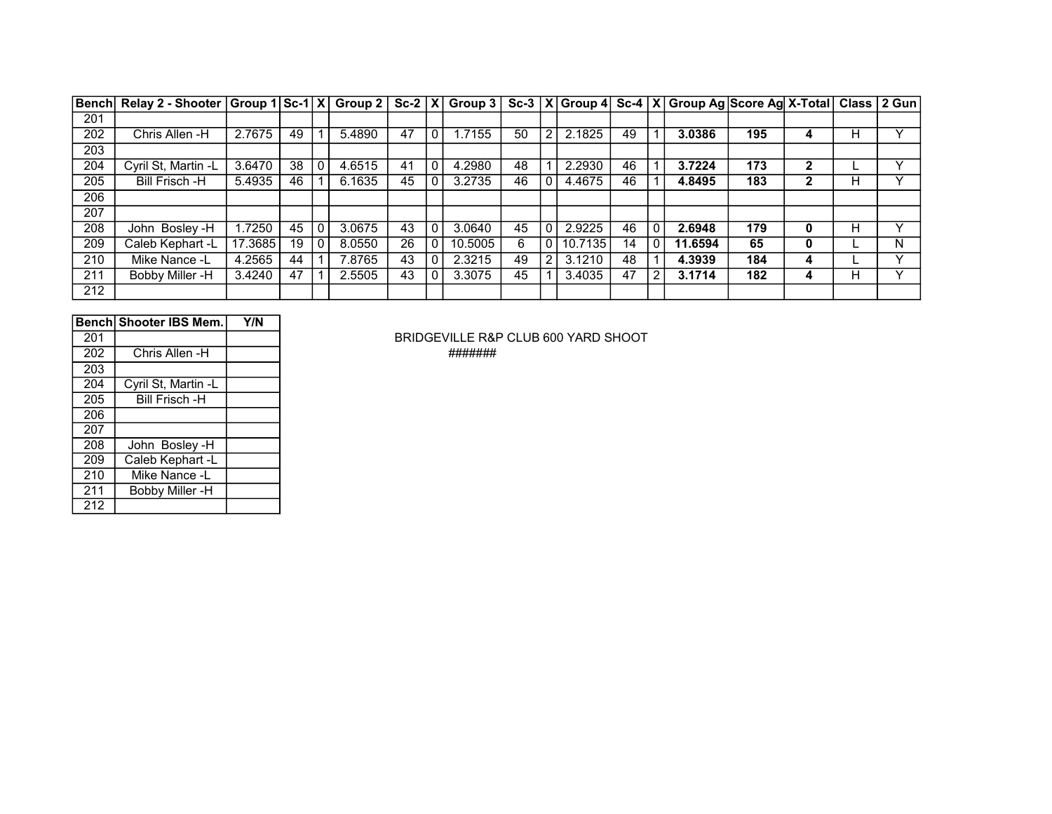| Bench | Relay 2 - Shooter | Group 1 | Sc-1 | X | Group 2 | Sc-2 | X | Group 3 | Sc-3 | X | Group 4 | Sc-4 | X | Group Ag | Score Ag | X-Total | Class | 2 Gun |
|---|---|---|---|---|---|---|---|---|---|---|---|---|---|---|---|---|---|---|
| 201 | | | | | | | | | | | | | | | | | | |
| 202 | Chris Allen -H | 2.7675 | 49 | 1 | 5.4890 | 47 | 0 | 1.7155 | 50 | 2 | 2.1825 | 49 | 1 | **3.0386** | **195** | **4** | H | Y |
| 203 | | | | | | | | | | | | | | | | | | |
| 204 | Cyril St, Martin -L | 3.6470 | 38 | 0 | 4.6515 | 41 | 0 | 4.2980 | 48 | 1 | 2.2930 | 46 | 1 | **3.7224** | **173** | **2** | L | Y |
| 205 | Bill Frisch -H | 5.4935 | 46 | 1 | 6.1635 | 45 | 0 | 3.2735 | 46 | 0 | 4.4675 | 46 | 1 | **4.8495** | **183** | **2** | H | Y |
| 206 | | | | | | | | | | | | | | | | | | |
| 207 | | | | | | | | | | | | | | | | | | |
| 208 | John Bosley -H | 1.7250 | 45 | 0 | 3.0675 | 43 | 0 | 3.0640 | 45 | 0 | 2.9225 | 46 | 0 | **2.6948** | **179** | **0** | H | Y |
| 209 | Caleb Kephart -L | 17.3685 | 19 | 0 | 8.0550 | 26 | 0 | 10.5005 | 6 | 0 | 10.7135 | 14 | 0 | **11.6594** | **65** | **0** | L | N |
| 210 | Mike Nance -L | 4.2565 | 44 | 1 | 7.8765 | 43 | 0 | 2.3215 | 49 | 2 | 3.1210 | 48 | 1 | **4.3939** | **184** | **4** | L | Y |
| 211 | Bobby Miller -H | 3.4240 | 47 | 1 | 2.5505 | 43 | 0 | 3.3075 | 45 | 1 | 3.4035 | 47 | 2 | **3.1714** | **182** | **4** | H | Y |
| 212 | | | | | | | | | | | | | | | | | | |

| Bench | Shooter IBS Mem. | Y/N |
|---|---|---|
| 201 | | |
| 202 | Chris Allen -H | |
| 203 | | |
| 204 | Cyril St, Martin -L | |
| 205 | Bill Frisch -H | |
| 206 | | |
| 207 | | |
| 208 | John Bosley -H | |
| 209 | Caleb Kephart -L | |
| 210 | Mike Nance -L | |
| 211 | Bobby Miller -H | |
| 212 | | |

BRIDGEVILLE R&P CLUB 600 YARD SHOOT

#######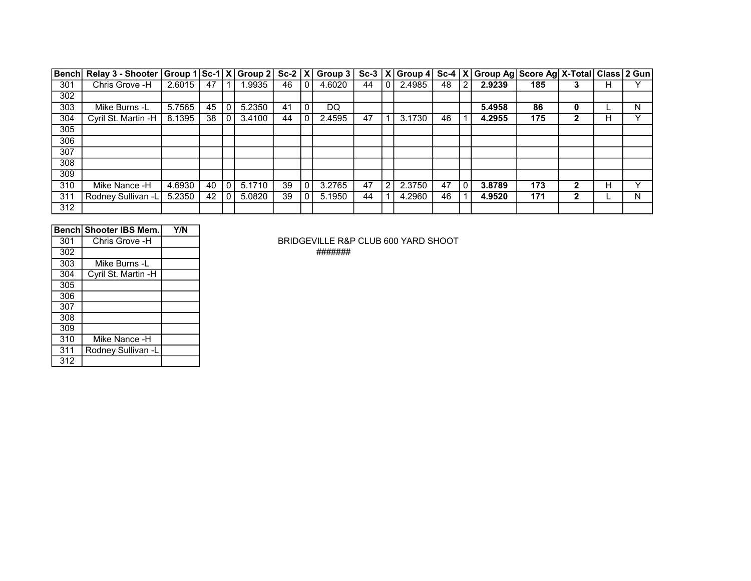| Bench | Relay 3 - Shooter | Group 1 | Sc-1 | X | Group 2 | Sc-2 | X | Group 3 | Sc-3 | X | Group 4 | Sc-4 | X | Group Ag | Score Ag | X-Total | Class | 2 Gun |
|---|---|---|---|---|---|---|---|---|---|---|---|---|---|---|---|---|---|---|
| 301 | Chris Grove -H | 2.6015 | 47 | 1 | 1.9935 | 46 | 0 | 4.6020 | 44 | 0 | 2.4985 | 48 | 2 | **2.9239** | **185** | **3** | H | Y |
| 302 | | | | | | | | | | | | | | | | | | |
| 303 | Mike Burns -L | 5.7565 | 45 | 0 | 5.2350 | 41 | 0 | DQ | | | | | | **5.4958** | **86** | **0** | L | N |
| 304 | Cyril St. Martin -H | 8.1395 | 38 | 0 | 3.4100 | 44 | 0 | 2.4595 | 47 | 1 | 3.1730 | 46 | 1 | **4.2955** | **175** | **2** | H | Y |
| 305 | | | | | | | | | | | | | | | | | | |
| 306 | | | | | | | | | | | | | | | | | | |
| 307 | | | | | | | | | | | | | | | | | | |
| 308 | | | | | | | | | | | | | | | | | | |
| 309 | | | | | | | | | | | | | | | | | | |
| 310 | Mike Nance -H | 4.6930 | 40 | 0 | 5.1710 | 39 | 0 | 3.2765 | 47 | 2 | 2.3750 | 47 | 0 | **3.8789** | **173** | **2** | H | Y |
| 311 | Rodney Sullivan -L | 5.2350 | 42 | 0 | 5.0820 | 39 | 0 | 5.1950 | 44 | 1 | 4.2960 | 46 | 1 | **4.9520** | **171** | **2** | L | N |
| 312 | | | | | | | | | | | | | | | | | | |

| Bench | Shooter IBS Mem. | Y/N |
|---|---|---|
| 301 | Chris Grove -H | |
| 302 | | |
| 303 | Mike Burns -L | |
| 304 | Cyril St. Martin -H | |
| 305 | | |
| 306 | | |
| 307 | | |
| 308 | | |
| 309 | | |
| 310 | Mike Nance -H | |
| 311 | Rodney Sullivan -L | |
| 312 | | |

BRIDGEVILLE R&P CLUB 600 YARD SHOOT

#######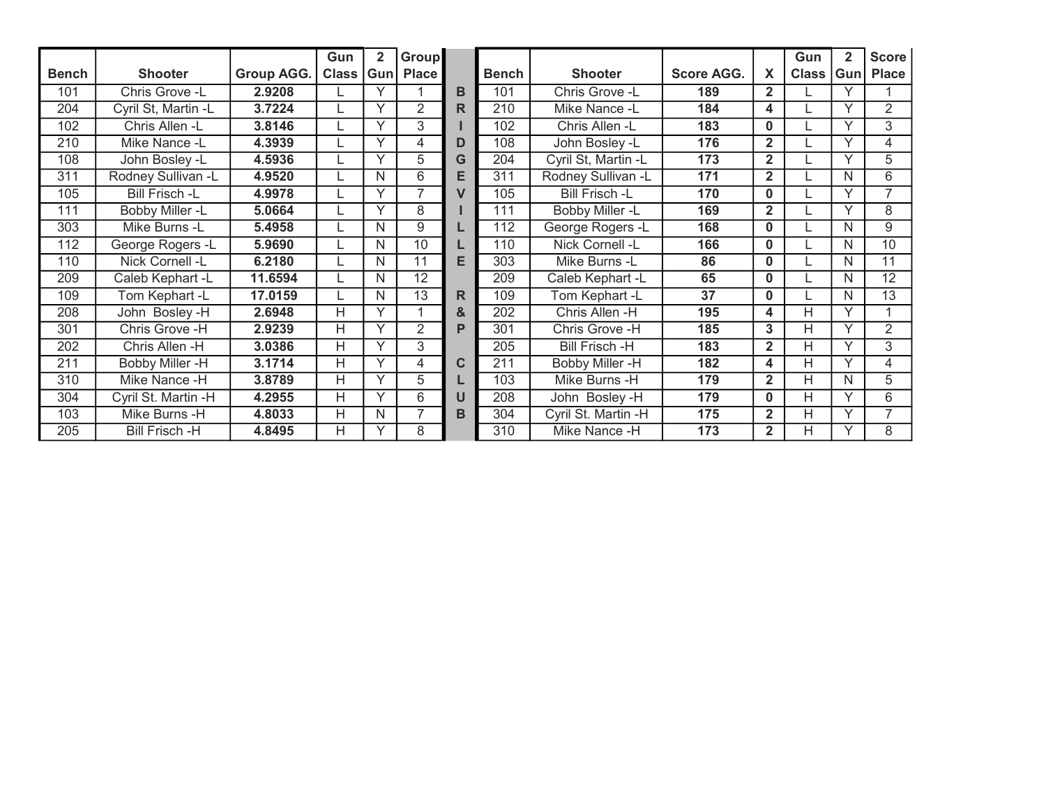| Bench | Shooter | Group AGG. | Gun Class | 2 Gun | Group Place |
|---|---|---|---|---|---|
| 101 | Chris Grove -L | **2.9208** | L | Y | 1 |
| 204 | Cyril St, Martin -L | **3.7224** | L | Y | 2 |
| 102 | Chris Allen -L | **3.8146** | L | Y | 3 |
| 210 | Mike Nance -L | **4.3939** | L | Y | 4 |
| 108 | John Bosley -L | **4.5936** | L | Y | 5 |
| 311 | Rodney Sullivan -L | **4.9520** | L | N | 6 |
| 105 | Bill Frisch -L | **4.9978** | L | Y | 7 |
| 111 | Bobby Miller -L | **5.0664** | L | Y | 8 |
| 303 | Mike Burns -L | **5.4958** | L | N | 9 |
| 112 | George Rogers -L | **5.9690** | L | N | 10 |
| 110 | Nick Cornell -L | **6.2180** | L | N | 11 |
| 209 | Caleb Kephart -L | **11.6594** | L | N | 12 |
| 109 | Tom Kephart -L | **17.0159** | L | N | 13 |
| 208 | John Bosley -H | **2.6948** | H | Y | 1 |
| 301 | Chris Grove -H | **2.9239** | H | Y | 2 |
| 202 | Chris Allen -H | **3.0386** | H | Y | 3 |
| 211 | Bobby Miller -H | **3.1714** | H | Y | 4 |
| 310 | Mike Nance -H | **3.8789** | H | Y | 5 |
| 304 | Cyril St. Martin -H | **4.2955** | H | Y | 6 |
| 103 | Mike Burns -H | **4.8033** | H | N | 7 |
| 205 | Bill Frisch -H | **4.8495** | H | Y | 8 |

**BRIDGEVILLE R & P CLUB**

| Bench | Shooter | Score AGG. | X | Gun Class | 2 Gun | Score Place |
|---|---|---|---|---|---|---|
| 101 | Chris Grove -L | **189** | **2** | L | Y | 1 |
| 210 | Mike Nance -L | **184** | **4** | L | Y | 2 |
| 102 | Chris Allen -L | **183** | **0** | L | Y | 3 |
| 108 | John Bosley -L | **176** | **2** | L | Y | 4 |
| 204 | Cyril St, Martin -L | **173** | **2** | L | Y | 5 |
| 311 | Rodney Sullivan -L | **171** | **2** | L | N | 6 |
| 105 | Bill Frisch -L | **170** | **0** | L | Y | 7 |
| 111 | Bobby Miller -L | **169** | **2** | L | Y | 8 |
| 112 | George Rogers -L | **168** | **0** | L | N | 9 |
| 110 | Nick Cornell -L | **166** | **0** | L | N | 10 |
| 303 | Mike Burns -L | **86** | **0** | L | N | 11 |
| 209 | Caleb Kephart -L | **65** | **0** | L | N | 12 |
| 109 | Tom Kephart -L | **37** | **0** | L | N | 13 |
| 202 | Chris Allen -H | **195** | **4** | H | Y | 1 |
| 301 | Chris Grove -H | **185** | **3** | H | Y | 2 |
| 205 | Bill Frisch -H | **183** | **2** | H | Y | 3 |
| 211 | Bobby Miller -H | **182** | **4** | H | Y | 4 |
| 103 | Mike Burns -H | **179** | **2** | H | N | 5 |
| 208 | John Bosley -H | **179** | **0** | H | Y | 6 |
| 304 | Cyril St. Martin -H | **175** | **2** | H | Y | 7 |
| 310 | Mike Nance -H | **173** | **2** | H | Y | 8 |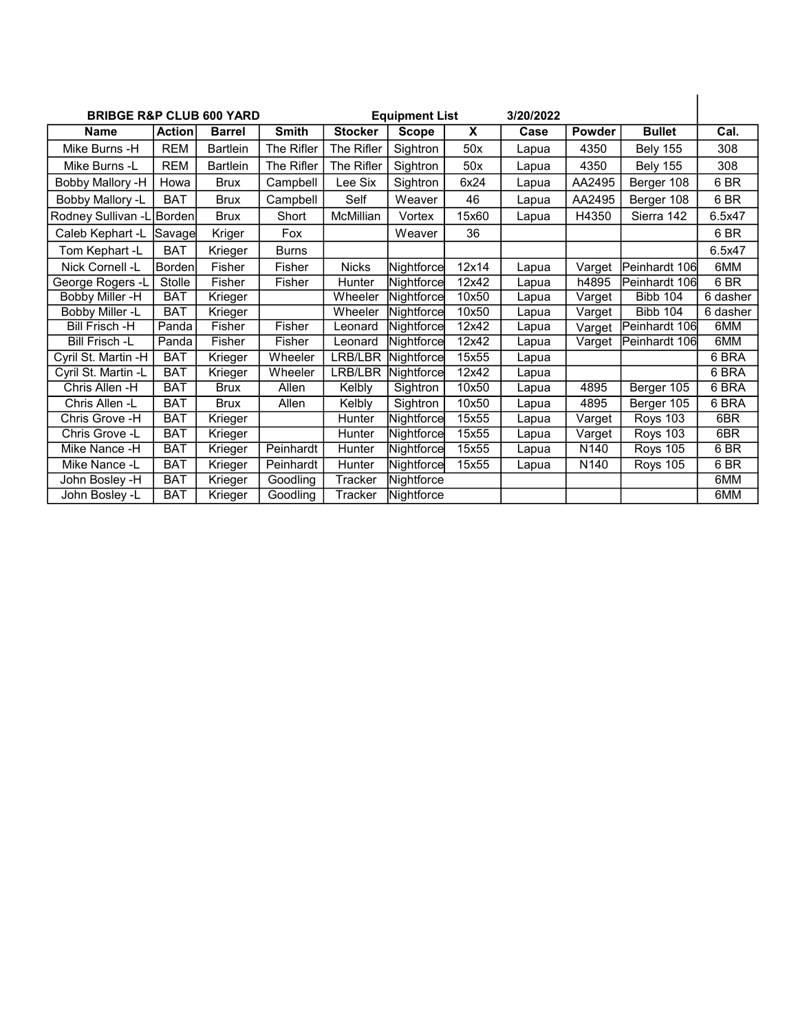**BRIBGE R&P CLUB 600 YARD** **Equipment List** **3/20/2022**

| Name | Action | Barrel | Smith | Stocker | Scope | X | Case | Powder | Bullet | Cal. |
|---|---|---|---|---|---|---|---|---|---|---|
| Mike Burns -H | REM | Bartlein | The Rifler | The Rifler | Sightron | 50x | Lapua | 4350 | Bely 155 | 308 |
| Mike Burns -L | REM | Bartlein | The Rifler | The Rifler | Sightron | 50x | Lapua | 4350 | Bely 155 | 308 |
| Bobby Mallory -H | Howa | Brux | Campbell | Lee Six | Sightron | 6x24 | Lapua | AA2495 | Berger 108 | 6 BR |
| Bobby Mallory -L | BAT | Brux | Campbell | Self | Weaver | 46 | Lapua | AA2495 | Berger 108 | 6 BR |
| Rodney Sullivan -L | Borden | Brux | Short | McMillian | Vortex | 15x60 | Lapua | H4350 | Sierra 142 | 6.5x47 |
| Caleb Kephart -L | Savage | Kriger | Fox | | Weaver | 36 | | | | 6 BR |
| Tom Kephart -L | BAT | Krieger | Burns | | | | | | | 6.5x47 |
| Nick Cornell -L | Borden | Fisher | Fisher | Nicks | Nightforce | 12x14 | Lapua | Varget | Peinhardt 106 | 6MM |
| George Rogers -L | Stolle | Fisher | Fisher | Hunter | Nightforce | 12x42 | Lapua | h4895 | Peinhardt 106 | 6 BR |
| Bobby Miller -H | BAT | Krieger | | Wheeler | Nightforce | 10x50 | Lapua | Varget | Bibb 104 | 6 dasher |
| Bobby Miller -L | BAT | Krieger | | Wheeler | Nightforce | 10x50 | Lapua | Varget | Bibb 104 | 6 dasher |
| Bill Frisch -H | Panda | Fisher | Fisher | Leonard | Nightforce | 12x42 | Lapua | Varget | Peinhardt 106 | 6MM |
| Bill Frisch -L | Panda | Fisher | Fisher | Leonard | Nightforce | 12x42 | Lapua | Varget | Peinhardt 106 | 6MM |
| Cyril St. Martin -H | BAT | Krieger | Wheeler | LRB/LBR | Nightforce | 15x55 | Lapua | | | 6 BRA |
| Cyril St. Martin -L | BAT | Krieger | Wheeler | LRB/LBR | Nightforce | 12x42 | Lapua | | | 6 BRA |
| Chris Allen -H | BAT | Brux | Allen | Kelbly | Sightron | 10x50 | Lapua | 4895 | Berger 105 | 6 BRA |
| Chris Allen -L | BAT | Brux | Allen | Kelbly | Sightron | 10x50 | Lapua | 4895 | Berger 105 | 6 BRA |
| Chris Grove -H | BAT | Krieger | | Hunter | Nightforce | 15x55 | Lapua | Varget | Roys 103 | 6BR |
| Chris Grove -L | BAT | Krieger | | Hunter | Nightforce | 15x55 | Lapua | Varget | Roys 103 | 6BR |
| Mike Nance -H | BAT | Krieger | Peinhardt | Hunter | Nightforce | 15x55 | Lapua | N140 | Roys 105 | 6 BR |
| Mike Nance -L | BAT | Krieger | Peinhardt | Hunter | Nightforce | 15x55 | Lapua | N140 | Roys 105 | 6 BR |
| John Bosley -H | BAT | Krieger | Goodling | Tracker | Nightforce | | | | | 6MM |
| John Bosley -L | BAT | Krieger | Goodling | Tracker | Nightforce | | | | | 6MM |